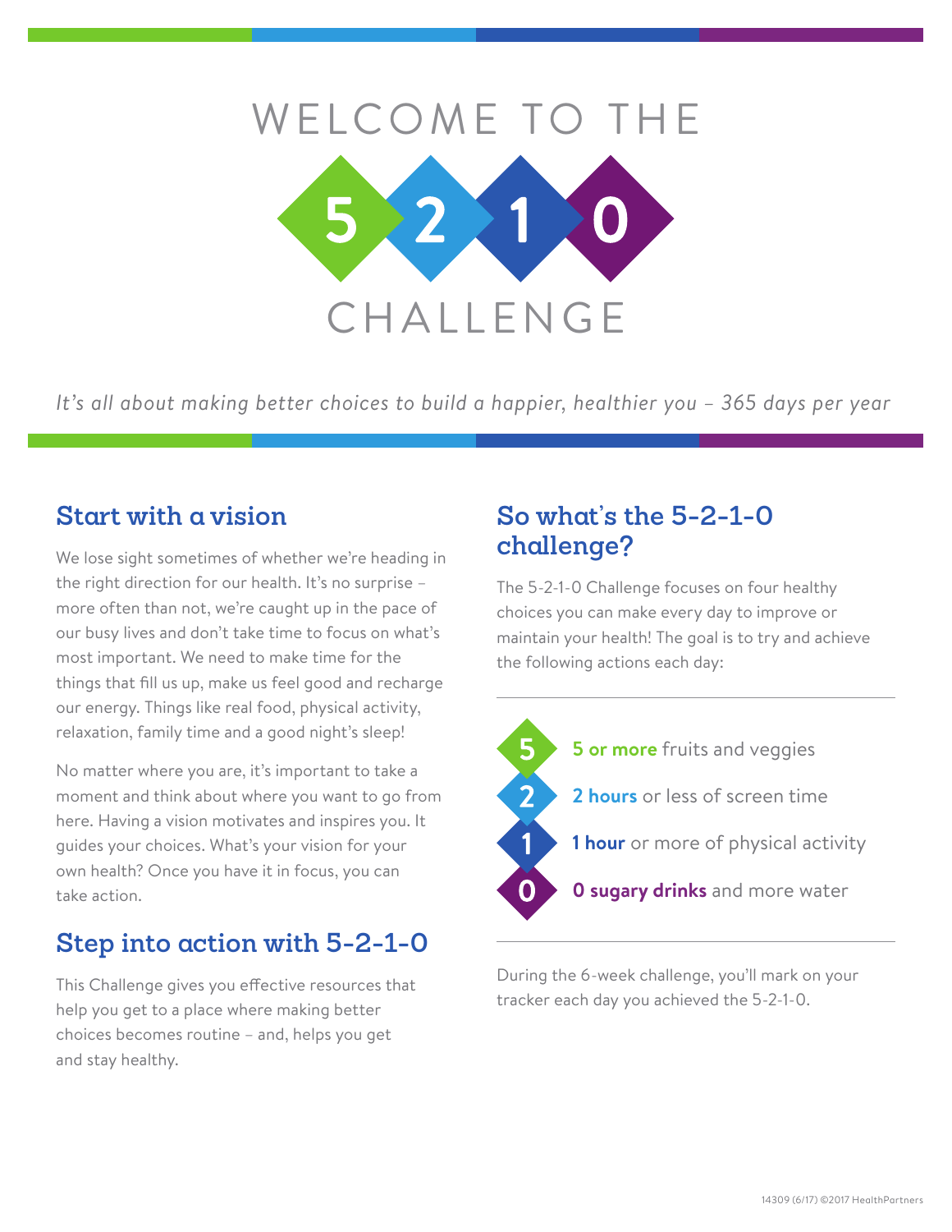# WELCOME TO THE 5 2 1 0 CHALLENGE

*It's all about making better choices to build a happier, healthier you – 365 days per year*

## Start with a vision

We lose sight sometimes of whether we're heading in the right direction for our health. It's no surprise – more often than not, we're caught up in the pace of our busy lives and don't take time to focus on what's most important. We need to make time for the things that fill us up, make us feel good and recharge our energy. Things like real food, physical activity, relaxation, family time and a good night's sleep!

No matter where you are, it's important to take a moment and think about where you want to go from here. Having a vision motivates and inspires you. It guides your choices. What's your vision for your own health? Once you have it in focus, you can take action.

## Step into action with 5-2-1-0

This Challenge gives you effective resources that help you get to a place where making better choices becomes routine – and, helps you get and stay healthy.

## So what's the 5-2-1-0 challenge?

The 5-2-1-0 Challenge focuses on four healthy choices you can make every day to improve or maintain your health! The goal is to try and achieve the following actions each day:

- **5** — **5 or more** fruits and veggies
- **2** — **2 hours** or less of screen time
- **1** — **1 hour** or more of physical activity
- **0** — **0 sugary drinks** and more water

During the 6-week challenge, you'll mark on your tracker each day you achieved the 5-2-1-0.

14309 (6/17) ©2017 HealthPartners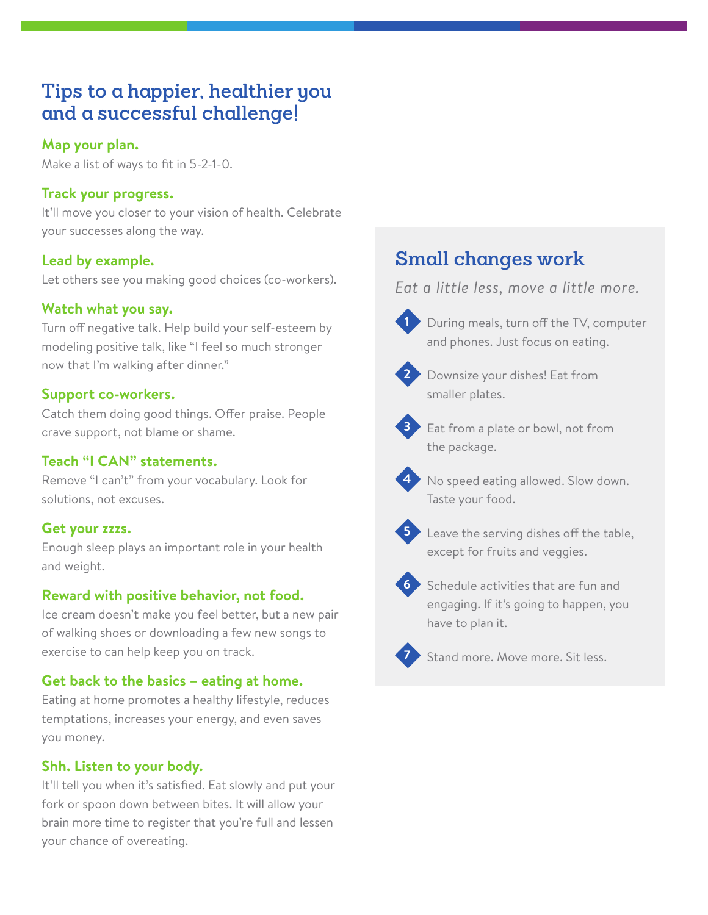## Tips to a happier, healthier you and a successful challenge!

**Map your plan.**
Make a list of ways to fit in 5-2-1-0.

**Track your progress.**
It'll move you closer to your vision of health. Celebrate your successes along the way.

**Lead by example.**
Let others see you making good choices (co-workers).

**Watch what you say.**
Turn off negative talk. Help build your self-esteem by modeling positive talk, like "I feel so much stronger now that I'm walking after dinner."

**Support co-workers.**
Catch them doing good things. Offer praise. People crave support, not blame or shame.

**Teach "I CAN" statements.**
Remove "I can't" from your vocabulary. Look for solutions, not excuses.

**Get your zzzs.**
Enough sleep plays an important role in your health and weight.

**Reward with positive behavior, not food.**
Ice cream doesn't make you feel better, but a new pair of walking shoes or downloading a few new songs to exercise to can help keep you on track.

**Get back to the basics – eating at home.**
Eating at home promotes a healthy lifestyle, reduces temptations, increases your energy, and even saves you money.

**Shh. Listen to your body.**
It'll tell you when it's satisfied. Eat slowly and put your fork or spoon down between bites. It will allow your brain more time to register that you're full and lessen your chance of overeating.

## Small changes work

*Eat a little less, move a little more.*

1. During meals, turn off the TV, computer and phones. Just focus on eating.
2. Downsize your dishes! Eat from smaller plates.
3. Eat from a plate or bowl, not from the package.
4. No speed eating allowed. Slow down. Taste your food.
5. Leave the serving dishes off the table, except for fruits and veggies.
6. Schedule activities that are fun and engaging. If it's going to happen, you have to plan it.
7. Stand more. Move more. Sit less.